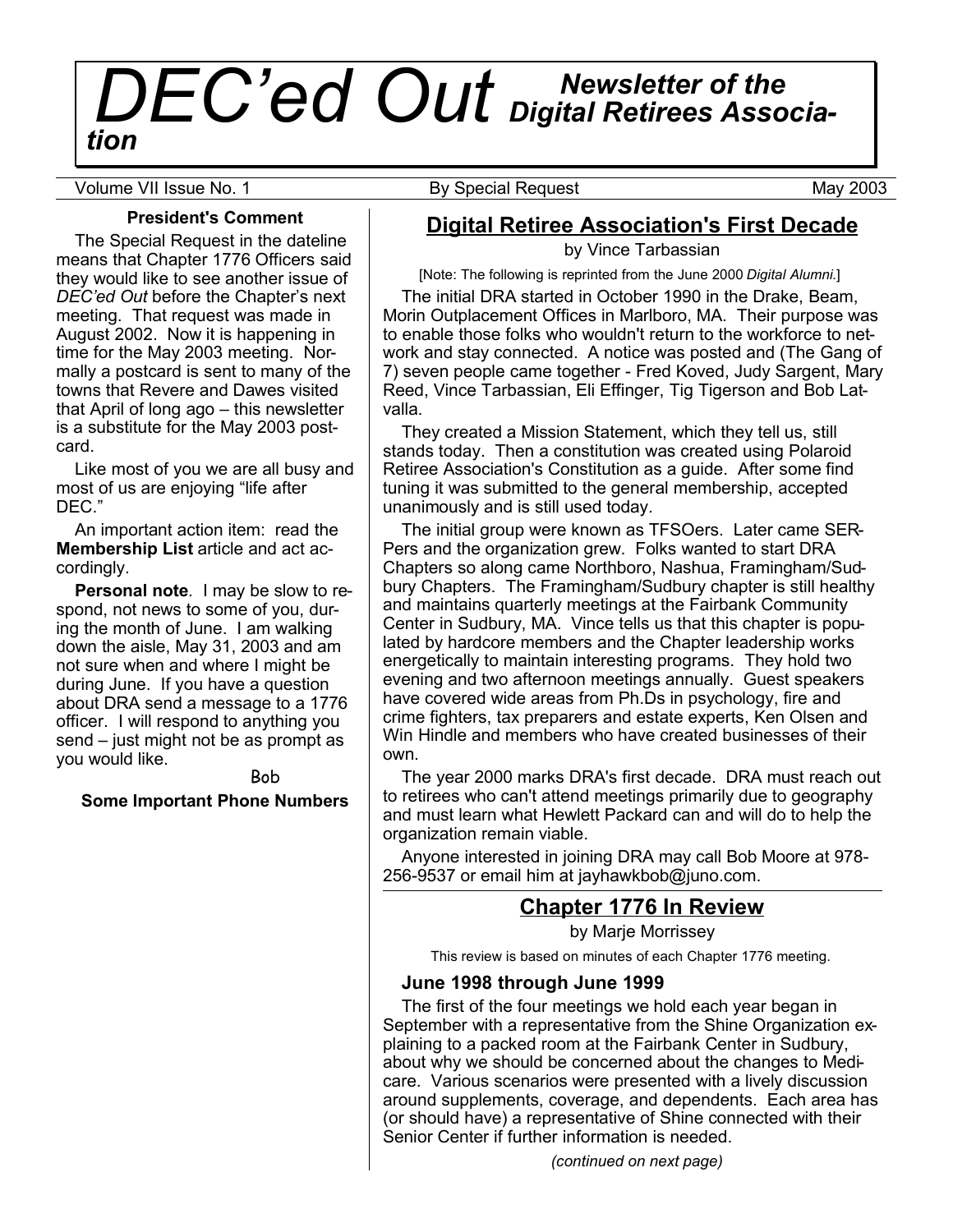# DEC'ed Out *Newsletter of the Digital Retirees Association*

Volume VII Issue No. 1 — By Special Request — May 2003

### President's Comment

The Special Request in the dateline means that Chapter 1776 Officers said they would like to see another issue of *DEC'ed Out* before the Chapter's next meeting. That request was made in August 2002. Now it is happening in time for the May 2003 meeting. Normally a postcard is sent to many of the towns that Revere and Dawes visited that April of long ago – this newsletter is a substitute for the May 2003 postcard.

Like most of you we are all busy and most of us are enjoying "life after DEC."

An important action item: read the **Membership List** article and act accordingly.

**Personal note**. I may be slow to respond, not news to some of you, during the month of June. I am walking down the aisle, May 31, 2003 and am not sure when and where I might be during June. If you have a question about DRA send a message to a 1776 officer. I will respond to anything you send – just might not be as prompt as you would like.

Bob

**Some Important Phone Numbers**

## Digital Retiree Association's First Decade

by Vince Tarbassian

[Note: The following is reprinted from the June 2000 *Digital Alumni*.]

The initial DRA started in October 1990 in the Drake, Beam, Morin Outplacement Offices in Marlboro, MA. Their purpose was to enable those folks who wouldn't return to the workforce to network and stay connected. A notice was posted and (The Gang of 7) seven people came together - Fred Koved, Judy Sargent, Mary Reed, Vince Tarbassian, Eli Effinger, Tig Tigerson and Bob Latvalla.

They created a Mission Statement, which they tell us, still stands today. Then a constitution was created using Polaroid Retiree Association's Constitution as a guide. After some find tuning it was submitted to the general membership, accepted unanimously and is still used today.

The initial group were known as TFSOers. Later came SERPers and the organization grew. Folks wanted to start DRA Chapters so along came Northboro, Nashua, Framingham/Sudbury Chapters. The Framingham/Sudbury chapter is still healthy and maintains quarterly meetings at the Fairbank Community Center in Sudbury, MA. Vince tells us that this chapter is populated by hardcore members and the Chapter leadership works energetically to maintain interesting programs. They hold two evening and two afternoon meetings annually. Guest speakers have covered wide areas from Ph.Ds in psychology, fire and crime fighters, tax preparers and estate experts, Ken Olsen and Win Hindle and members who have created businesses of their own.

The year 2000 marks DRA's first decade. DRA must reach out to retirees who can't attend meetings primarily due to geography and must learn what Hewlett Packard can and will do to help the organization remain viable.

Anyone interested in joining DRA may call Bob Moore at 978-256-9537 or email him at jayhawkbob@juno.com.

## Chapter 1776 In Review

by Marje Morrissey

This review is based on minutes of each Chapter 1776 meeting.

### June 1998 through June 1999

The first of the four meetings we hold each year began in September with a representative from the Shine Organization explaining to a packed room at the Fairbank Center in Sudbury, about why we should be concerned about the changes to Medicare. Various scenarios were presented with a lively discussion around supplements, coverage, and dependents. Each area has (or should have) a representative of Shine connected with their Senior Center if further information is needed.

*(continued on next page)*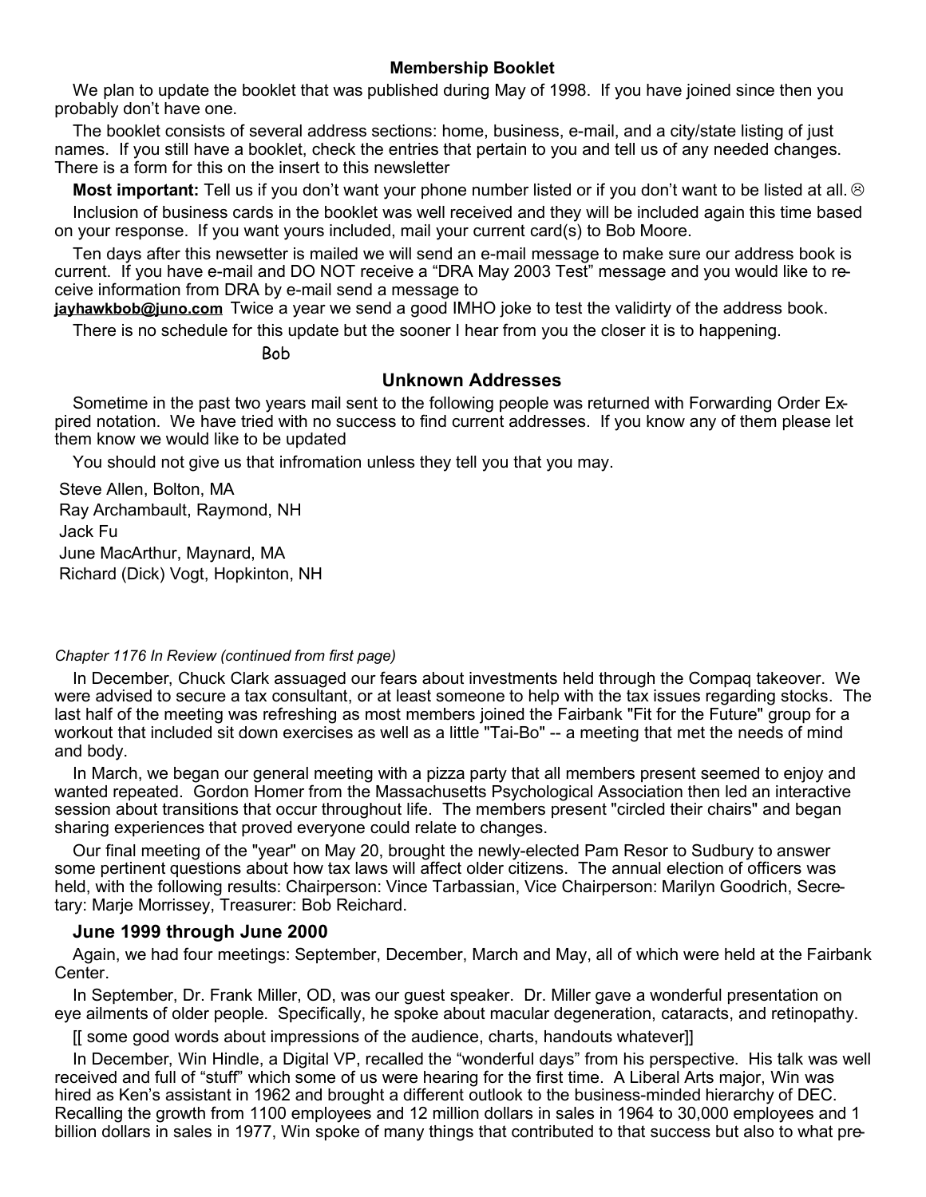### Membership Booklet

We plan to update the booklet that was published during May of 1998. If you have joined since then you probably don't have one.

The booklet consists of several address sections: home, business, e-mail, and a city/state listing of just names. If you still have a booklet, check the entries that pertain to you and tell us of any needed changes. There is a form for this on the insert to this newsletter

**Most important:** Tell us if you don't want your phone number listed or if you don't want to be listed at all. ☹

Inclusion of business cards in the booklet was well received and they will be included again this time based on your response. If you want yours included, mail your current card(s) to Bob Moore.

Ten days after this newsetter is mailed we will send an e-mail message to make sure our address book is current. If you have e-mail and DO NOT receive a "DRA May 2003 Test" message and you would like to receive information from DRA by e-mail send a message to **jayhawkbob@juno.com** Twice a year we send a good IMHO joke to test the validirty of the address book.

There is no schedule for this update but the sooner I hear from you the closer it is to happening.

Bob

### Unknown Addresses

Sometime in the past two years mail sent to the following people was returned with Forwarding Order Expired notation. We have tried with no success to find current addresses. If you know any of them please let them know we would like to be updated

You should not give us that infromation unless they tell you that you may.

Steve Allen, Bolton, MA
Ray Archambault, Raymond, NH
Jack Fu
June MacArthur, Maynard, MA
Richard (Dick) Vogt, Hopkinton, NH

*Chapter 1176 In Review (continued from first page)*

In December, Chuck Clark assuaged our fears about investments held through the Compaq takeover. We were advised to secure a tax consultant, or at least someone to help with the tax issues regarding stocks. The last half of the meeting was refreshing as most members joined the Fairbank "Fit for the Future" group for a workout that included sit down exercises as well as a little "Tai-Bo" -- a meeting that met the needs of mind and body.

In March, we began our general meeting with a pizza party that all members present seemed to enjoy and wanted repeated. Gordon Homer from the Massachusetts Psychological Association then led an interactive session about transitions that occur throughout life. The members present "circled their chairs" and began sharing experiences that proved everyone could relate to changes.

Our final meeting of the "year" on May 20, brought the newly-elected Pam Resor to Sudbury to answer some pertinent questions about how tax laws will affect older citizens. The annual election of officers was held, with the following results: Chairperson: Vince Tarbassian, Vice Chairperson: Marilyn Goodrich, Secretary: Marje Morrissey, Treasurer: Bob Reichard.

### June 1999 through June 2000

Again, we had four meetings: September, December, March and May, all of which were held at the Fairbank Center.

In September, Dr. Frank Miller, OD, was our guest speaker. Dr. Miller gave a wonderful presentation on eye ailments of older people. Specifically, he spoke about macular degeneration, cataracts, and retinopathy.

[[ some good words about impressions of the audience, charts, handouts whatever]]

In December, Win Hindle, a Digital VP, recalled the "wonderful days" from his perspective. His talk was well received and full of "stuff" which some of us were hearing for the first time. A Liberal Arts major, Win was hired as Ken's assistant in 1962 and brought a different outlook to the business-minded hierarchy of DEC. Recalling the growth from 1100 employees and 12 million dollars in sales in 1964 to 30,000 employees and 1 billion dollars in sales in 1977, Win spoke of many things that contributed to that success but also to what pre-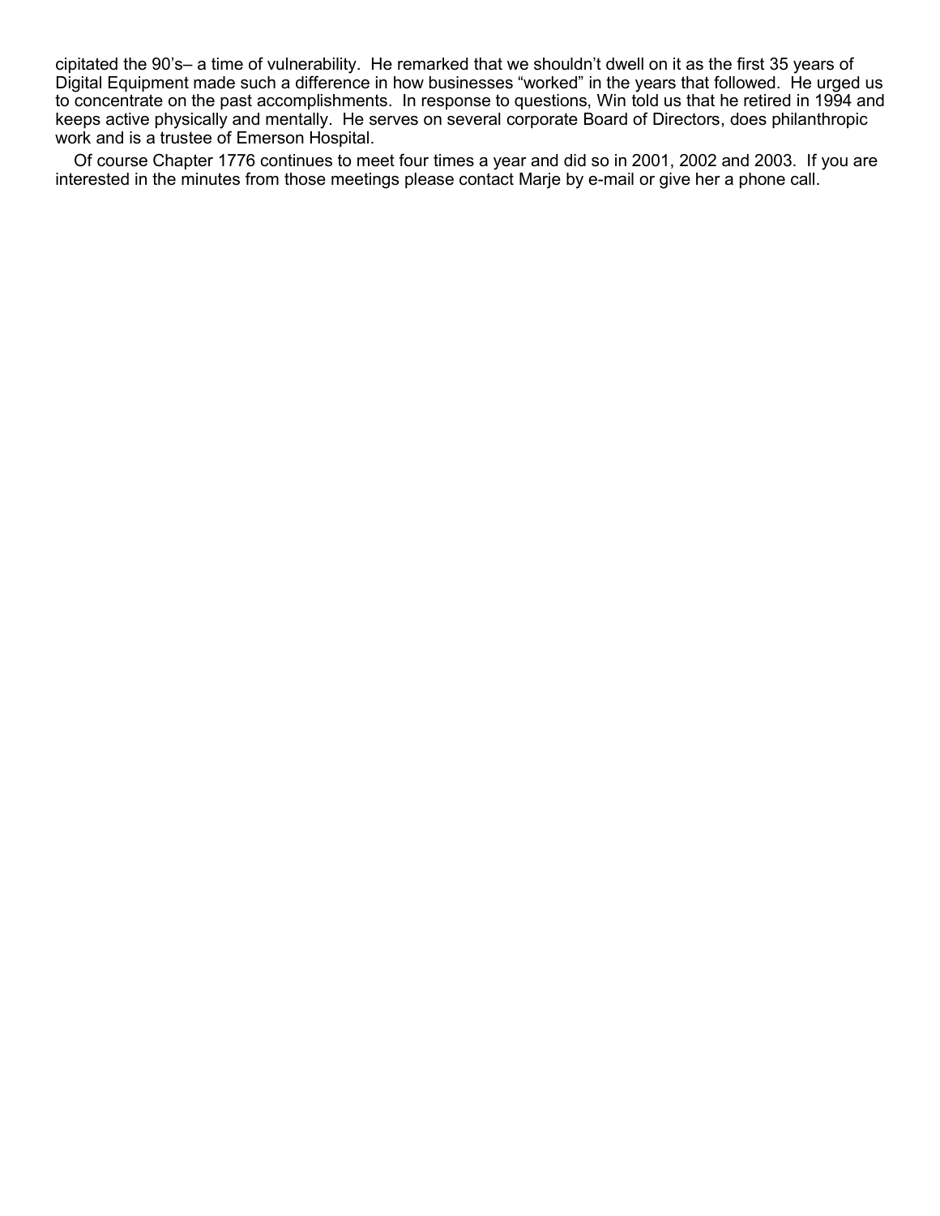cipitated the 90's– a time of vulnerability. He remarked that we shouldn't dwell on it as the first 35 years of Digital Equipment made such a difference in how businesses "worked" in the years that followed. He urged us to concentrate on the past accomplishments. In response to questions, Win told us that he retired in 1994 and keeps active physically and mentally. He serves on several corporate Board of Directors, does philanthropic work and is a trustee of Emerson Hospital.

Of course Chapter 1776 continues to meet four times a year and did so in 2001, 2002 and 2003. If you are interested in the minutes from those meetings please contact Marje by e-mail or give her a phone call.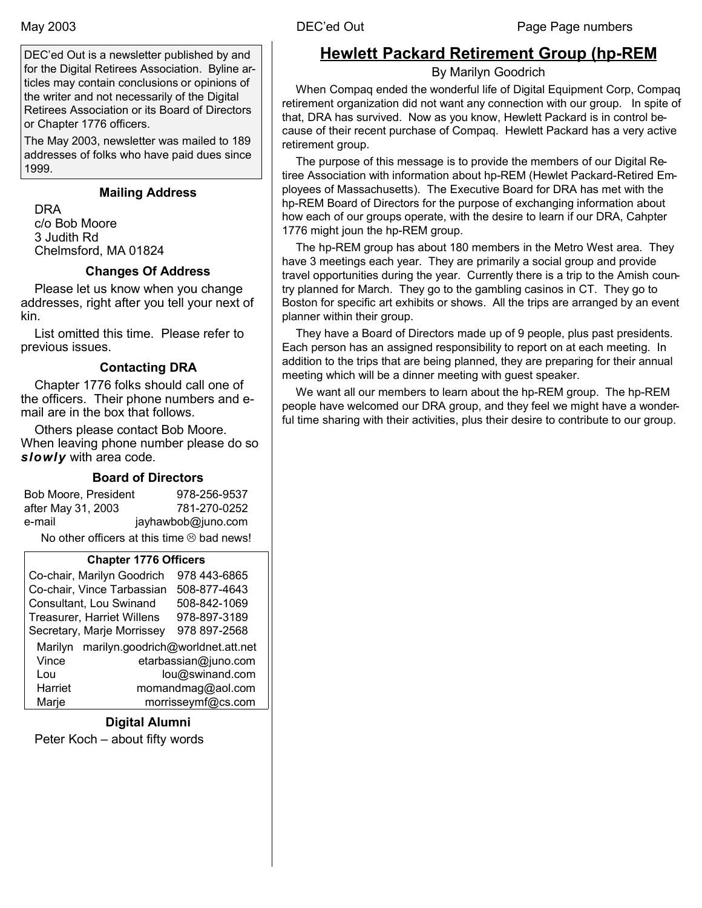DEC'ed Out is a newsletter published by and for the Digital Retirees Association. Byline articles may contain conclusions or opinions of the writer and not necessarily of the Digital Retirees Association or its Board of Directors or Chapter 1776 officers.

The May 2003, newsletter was mailed to 189 addresses of folks who have paid dues since 1999.

### Mailing Address

DRA
c/o Bob Moore
3 Judith Rd
Chelmsford, MA 01824

### Changes Of Address

Please let us know when you change addresses, right after you tell your next of kin.

List omitted this time. Please refer to previous issues.

### Contacting DRA

Chapter 1776 folks should call one of the officers. Their phone numbers and e-mail are in the box that follows.

Others please contact Bob Moore. When leaving phone number please do so ***slowly*** with area code.

### Board of Directors

| | |
|---|---|
| Bob Moore, President | 978-256-9537 |
| after May 31, 2003 | 781-270-0252 |
| e-mail | jayhawbob@juno.com |

No other officers at this time ☹ bad news!

### Chapter 1776 Officers

| | |
|---|---|
| Co-chair, Marilyn Goodrich | 978 443-6865 |
| Co-chair, Vince Tarbassian | 508-877-4643 |
| Consultant, Lou Swinand | 508-842-1069 |
| Treasurer, Harriet Willens | 978-897-3189 |
| Secretary, Marje Morrissey | 978 897-2568 |

| | |
|---|---|
| Marilyn | marilyn.goodrich@worldnet.att.net |
| Vince | etarbassian@juno.com |
| Lou | lou@swinand.com |
| Harriet | momandmag@aol.com |
| Marje | morrisseymf@cs.com |

### Digital Alumni

Peter Koch – about fifty words

## Hewlett Packard Retirement Group (hp-REM

By Marilyn Goodrich

When Compaq ended the wonderful life of Digital Equipment Corp, Compaq retirement organization did not want any connection with our group. In spite of that, DRA has survived. Now as you know, Hewlett Packard is in control because of their recent purchase of Compaq. Hewlett Packard has a very active retirement group.

The purpose of this message is to provide the members of our Digital Retiree Association with information about hp-REM (Hewlet Packard-Retired Employees of Massachusetts). The Executive Board for DRA has met with the hp-REM Board of Directors for the purpose of exchanging information about how each of our groups operate, with the desire to learn if our DRA, Cahpter 1776 might joun the hp-REM group.

The hp-REM group has about 180 members in the Metro West area. They have 3 meetings each year. They are primarily a social group and provide travel opportunities during the year. Currently there is a trip to the Amish country planned for March. They go to the gambling casinos in CT. They go to Boston for specific art exhibits or shows. All the trips are arranged by an event planner within their group.

They have a Board of Directors made up of 9 people, plus past presidents. Each person has an assigned responsibility to report on at each meeting. In addition to the trips that are being planned, they are preparing for their annual meeting which will be a dinner meeting with guest speaker.

We want all our members to learn about the hp-REM group. The hp-REM people have welcomed our DRA group, and they feel we might have a wonderful time sharing with their activities, plus their desire to contribute to our group.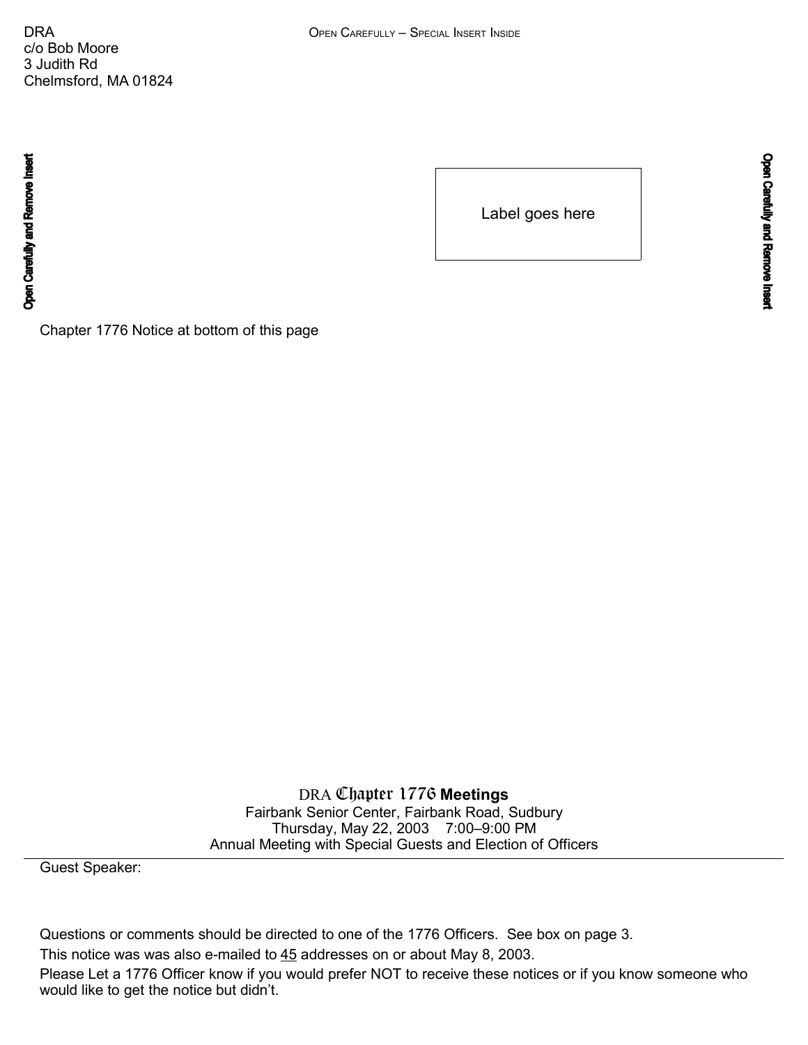DRA
c/o Bob Moore
3 Judith Rd
Chelmsford, MA 01824

OPEN CAREFULLY – SPECIAL INSERT INSIDE

Open Carefully and Remove Insert

Label goes here

Open Carefully and Remove Insert

Chapter 1776 Notice at bottom of this page

## DRA Chapter 1776 **Meetings**

Fairbank Senior Center, Fairbank Road, Sudbury
Thursday, May 22, 2003 7:00–9:00 PM
Annual Meeting with Special Guests and Election of Officers

---

Guest Speaker:

Questions or comments should be directed to one of the 1776 Officers. See box on page 3.

This notice was was also e-mailed to 45 addresses on or about May 8, 2003.

Please Let a 1776 Officer know if you would prefer NOT to receive these notices or if you know someone who would like to get the notice but didn't.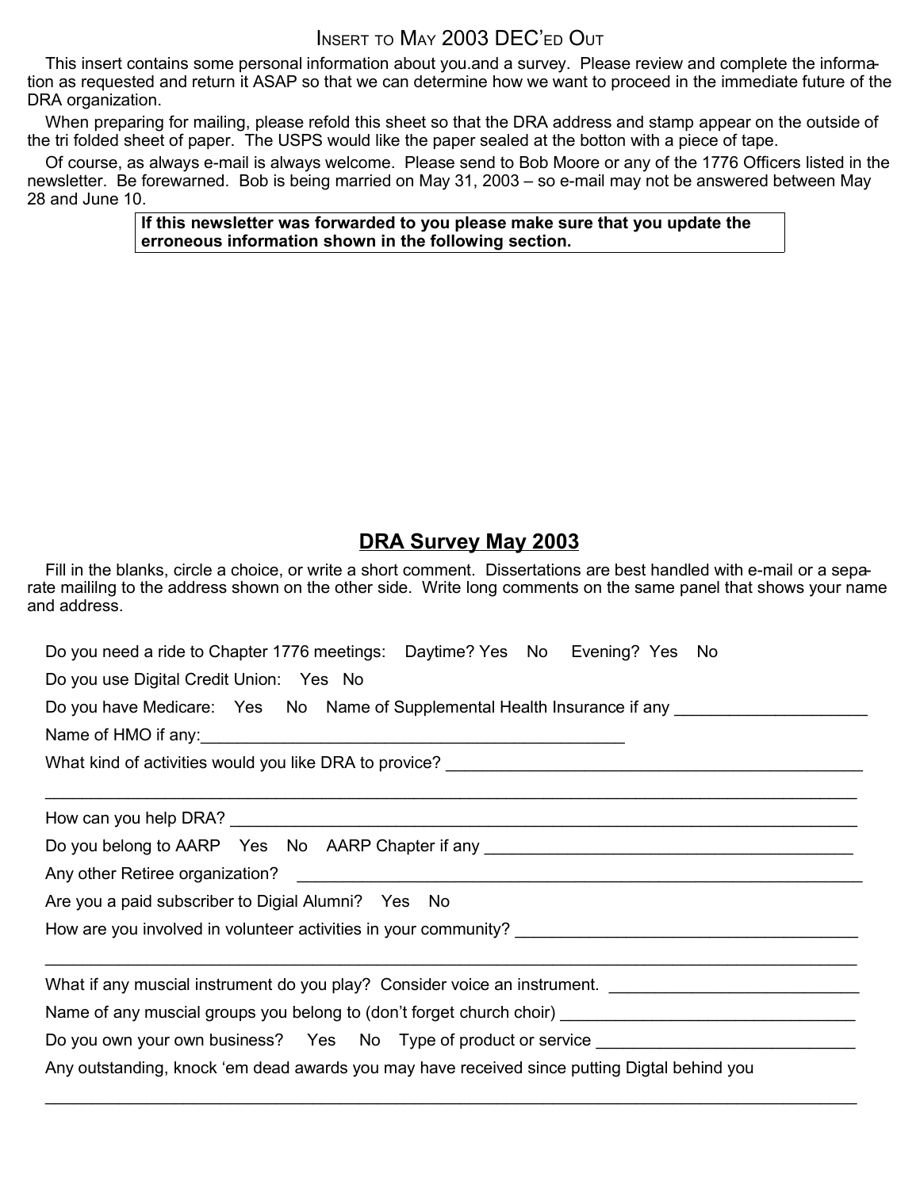## Insert to May 2003 DEC'ed Out

This insert contains some personal information about you.and a survey. Please review and complete the information as requested and return it ASAP so that we can determine how we want to proceed in the immediate future of the DRA organization.

When preparing for mailing, please refold this sheet so that the DRA address and stamp appear on the outside of the tri folded sheet of paper. The USPS would like the paper sealed at the botton with a piece of tape.

Of course, as always e-mail is always welcome. Please send to Bob Moore or any of the 1776 Officers listed in the newsletter. Be forewarned. Bob is being married on May 31, 2003 – so e-mail may not be answered between May 28 and June 10.

**If this newsletter was forwarded to you please make sure that you update the erroneous information shown in the following section.**

## DRA Survey May 2003

Fill in the blanks, circle a choice, or write a short comment. Dissertations are best handled with e-mail or a separate maililng to the address shown on the other side. Write long comments on the same panel that shows your name and address.

Do you need a ride to Chapter 1776 meetings: Daytime? Yes No Evening? Yes No

Do you use Digital Credit Union: Yes No

Do you have Medicare: Yes No Name of Supplemental Health Insurance if any ____________________

Name of HMO if any:_______________________________________________

What kind of activities would you like DRA to provice? _____________________________________________

_____________________________________________________________________________________

How can you help DRA? ____________________________________________________________________

Do you belong to AARP Yes No AARP Chapter if any _________________________________________

Any other Retiree organization? ______________________________________________________________

Are you a paid subscriber to Digial Alumni? Yes No

How are you involved in volunteer activities in your community? ____________________________________

_____________________________________________________________________________________

What if any muscial instrument do you play? Consider voice an instrument. ___________________________

Name of any muscial groups you belong to (don't forget church choir) ________________________________

Do you own your own business? Yes No Type of product or service ____________________________

Any outstanding, knock 'em dead awards you may have received since putting Digtal behind you

_____________________________________________________________________________________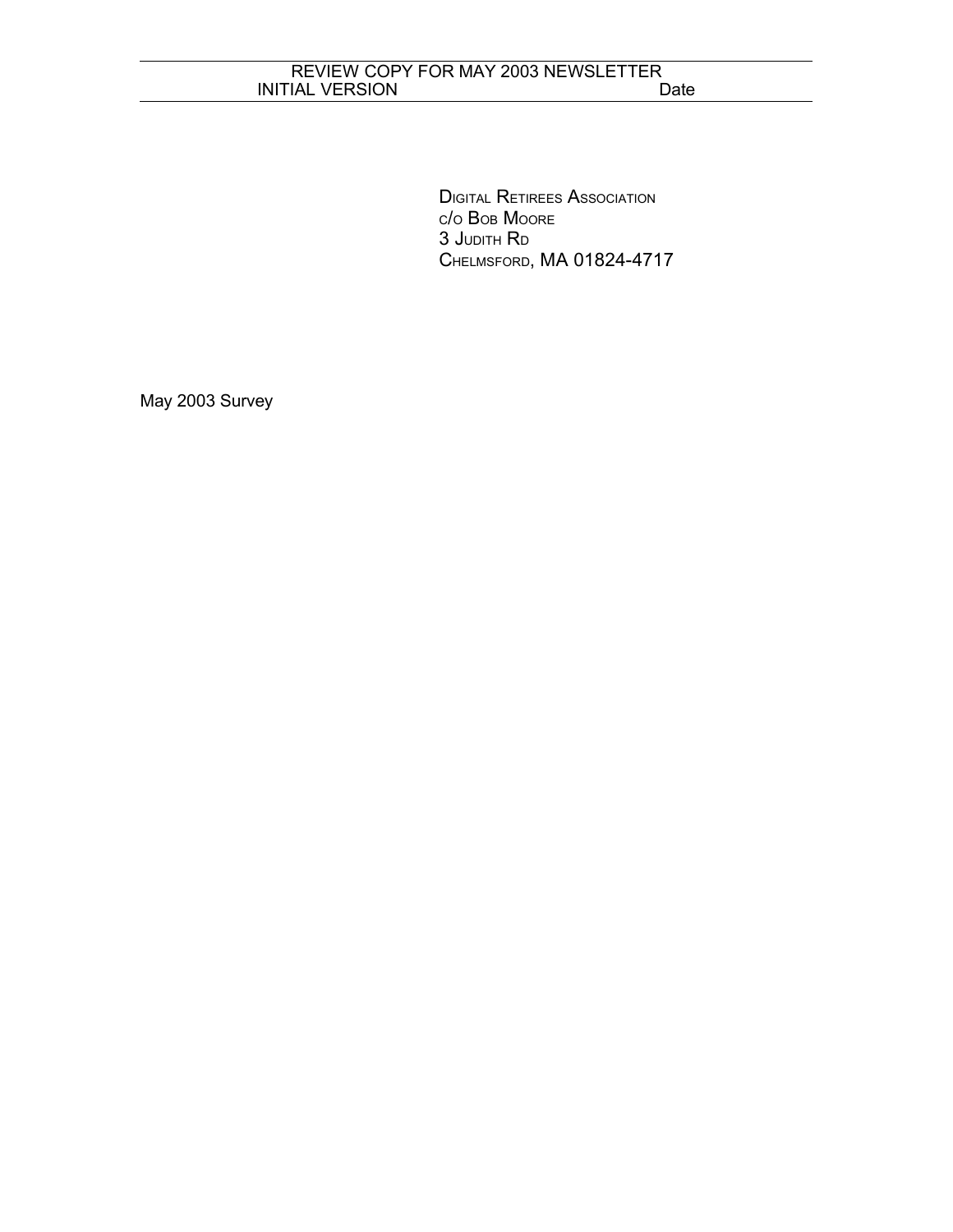Digital Retirees Association
c/o Bob Moore
3 Judith Rd
Chelmsford, MA 01824-4717

May 2003 Survey